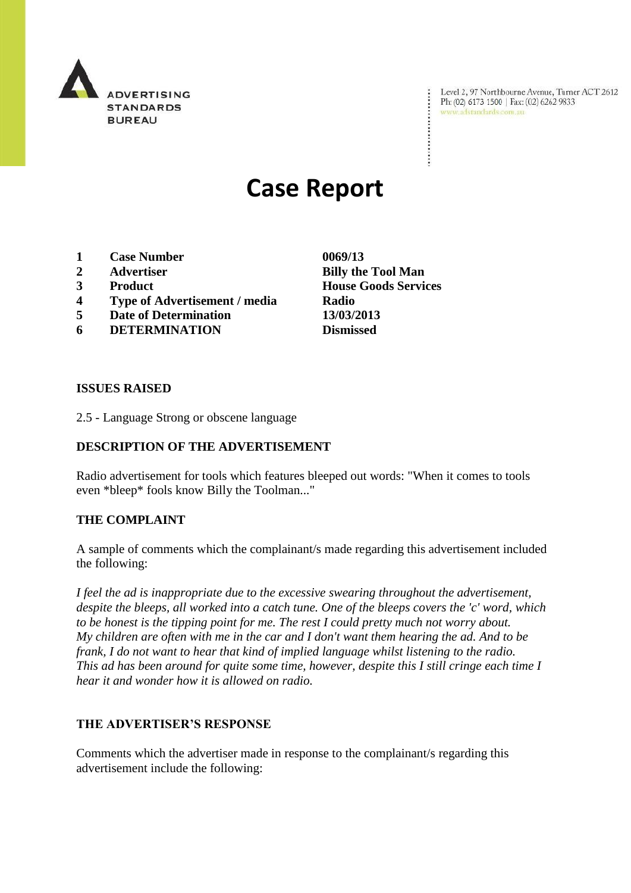ADVERTISING STANDARDS BUREAU

Level 2, 97 Northbourne Avenue, Turner ACT 2612
Ph: (02) 6173 1500 | Fax: (02) 6262 9833
www.adstandards.com.au

# Case Report

| | | |
|---|---|---|
| **1** | **Case Number** | **0069/13** |
| **2** | **Advertiser** | **Billy the Tool Man** |
| **3** | **Product** | **House Goods Services** |
| **4** | **Type of Advertisement / media** | **Radio** |
| **5** | **Date of Determination** | **13/03/2013** |
| **6** | **DETERMINATION** | **Dismissed** |

**ISSUES RAISED**

2.5 - Language Strong or obscene language

**DESCRIPTION OF THE ADVERTISEMENT**

Radio advertisement for tools which features bleeped out words: "When it comes to tools even *bleep* fools know Billy the Toolman..."

**THE COMPLAINT**

A sample of comments which the complainant/s made regarding this advertisement included the following:

*I feel the ad is inappropriate due to the excessive swearing throughout the advertisement, despite the bleeps, all worked into a catch tune. One of the bleeps covers the 'c' word, which to be honest is the tipping point for me. The rest I could pretty much not worry about. My children are often with me in the car and I don't want them hearing the ad. And to be frank, I do not want to hear that kind of implied language whilst listening to the radio. This ad has been around for quite some time, however, despite this I still cringe each time I hear it and wonder how it is allowed on radio.*

**THE ADVERTISER'S RESPONSE**

Comments which the advertiser made in response to the complainant/s regarding this advertisement include the following: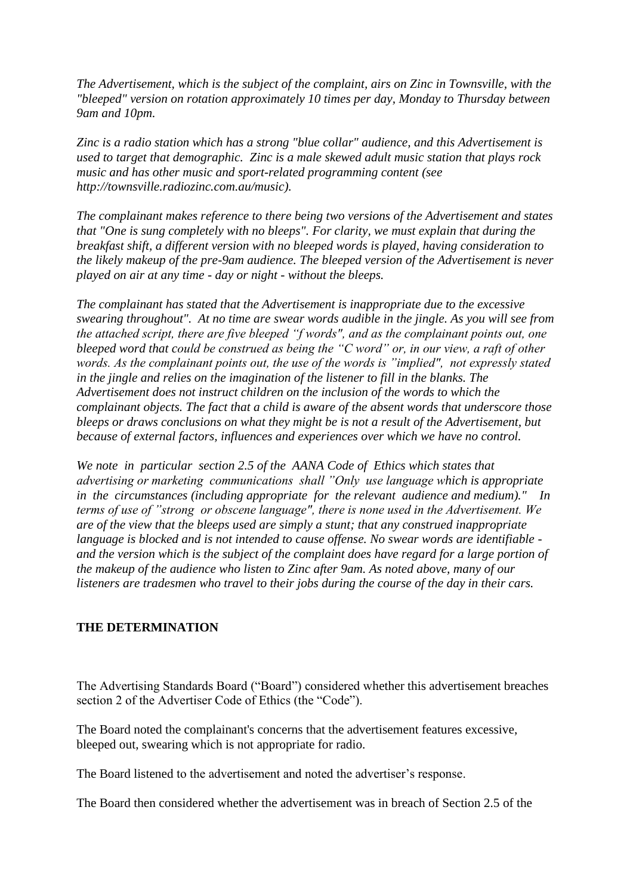*The Advertisement, which is the subject of the complaint, airs on Zinc in Townsville, with the "bleeped" version on rotation approximately 10 times per day, Monday to Thursday between 9am and 10pm.*

*Zinc is a radio station which has a strong "blue collar" audience, and this Advertisement is used to target that demographic. Zinc is a male skewed adult music station that plays rock music and has other music and sport-related programming content (see http://townsville.radiozinc.com.au/music).*

*The complainant makes reference to there being two versions of the Advertisement and states that "One is sung completely with no bleeps". For clarity, we must explain that during the breakfast shift, a different version with no bleeped words is played, having consideration to the likely makeup of the pre-9am audience. The bleeped version of the Advertisement is never played on air at any time - day or night - without the bleeps.*

*The complainant has stated that the Advertisement is inappropriate due to the excessive swearing throughout". At no time are swear words audible in the jingle. As you will see from the attached script, there are five bleeped "f words", and as the complainant points out, one bleeped word that could be construed as being the "C word" or, in our view, a raft of other words. As the complainant points out, the use of the words is "implied", not expressly stated in the jingle and relies on the imagination of the listener to fill in the blanks. The Advertisement does not instruct children on the inclusion of the words to which the complainant objects. The fact that a child is aware of the absent words that underscore those bleeps or draws conclusions on what they might be is not a result of the Advertisement, but because of external factors, influences and experiences over which we have no control.*

*We note in particular section 2.5 of the AANA Code of Ethics which states that advertising or marketing communications shall "Only use language which is appropriate in the circumstances (including appropriate for the relevant audience and medium)." In terms of use of "strong or obscene language", there is none used in the Advertisement. We are of the view that the bleeps used are simply a stunt; that any construed inappropriate language is blocked and is not intended to cause offense. No swear words are identifiable - and the version which is the subject of the complaint does have regard for a large portion of the makeup of the audience who listen to Zinc after 9am. As noted above, many of our listeners are tradesmen who travel to their jobs during the course of the day in their cars.*

**THE DETERMINATION**

The Advertising Standards Board ("Board") considered whether this advertisement breaches section 2 of the Advertiser Code of Ethics (the "Code").

The Board noted the complainant's concerns that the advertisement features excessive, bleeped out, swearing which is not appropriate for radio.

The Board listened to the advertisement and noted the advertiser's response.

The Board then considered whether the advertisement was in breach of Section 2.5 of the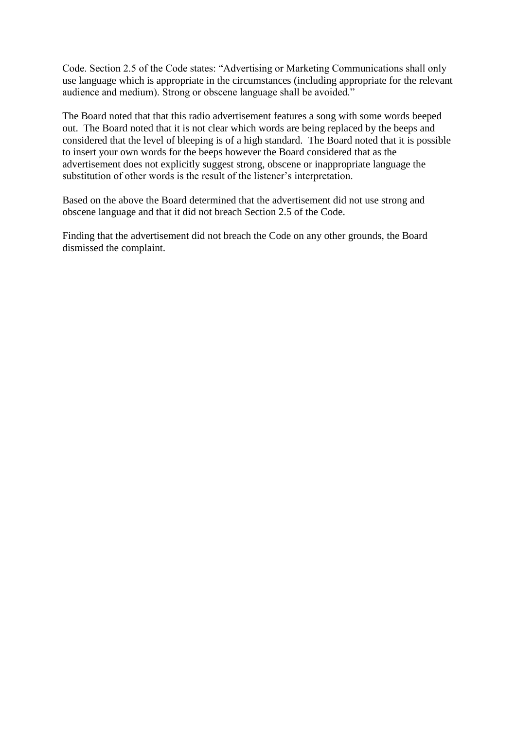Code. Section 2.5 of the Code states: "Advertising or Marketing Communications shall only use language which is appropriate in the circumstances (including appropriate for the relevant audience and medium). Strong or obscene language shall be avoided."

The Board noted that that this radio advertisement features a song with some words beeped out. The Board noted that it is not clear which words are being replaced by the beeps and considered that the level of bleeping is of a high standard. The Board noted that it is possible to insert your own words for the beeps however the Board considered that as the advertisement does not explicitly suggest strong, obscene or inappropriate language the substitution of other words is the result of the listener's interpretation.

Based on the above the Board determined that the advertisement did not use strong and obscene language and that it did not breach Section 2.5 of the Code.

Finding that the advertisement did not breach the Code on any other grounds, the Board dismissed the complaint.